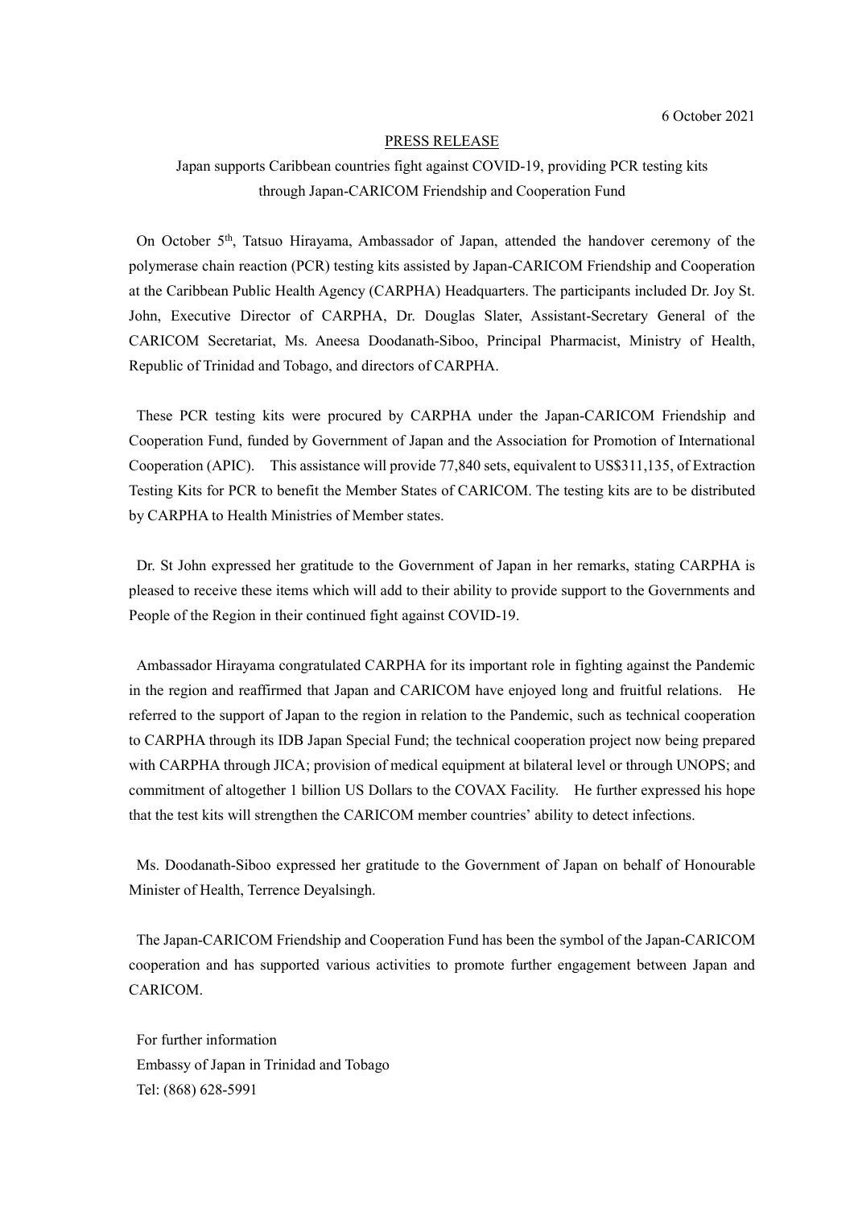6 October 2021

PRESS RELEASE

Japan supports Caribbean countries fight against COVID-19, providing PCR testing kits through Japan-CARICOM Friendship and Cooperation Fund

On October 5th, Tatsuo Hirayama, Ambassador of Japan, attended the handover ceremony of the polymerase chain reaction (PCR) testing kits assisted by Japan-CARICOM Friendship and Cooperation at the Caribbean Public Health Agency (CARPHA) Headquarters. The participants included Dr. Joy St. John, Executive Director of CARPHA, Dr. Douglas Slater, Assistant-Secretary General of the CARICOM Secretariat, Ms. Aneesa Doodanath-Siboo, Principal Pharmacist, Ministry of Health, Republic of Trinidad and Tobago, and directors of CARPHA.

These PCR testing kits were procured by CARPHA under the Japan-CARICOM Friendship and Cooperation Fund, funded by Government of Japan and the Association for Promotion of International Cooperation (APIC). This assistance will provide 77,840 sets, equivalent to US$311,135, of Extraction Testing Kits for PCR to benefit the Member States of CARICOM. The testing kits are to be distributed by CARPHA to Health Ministries of Member states.

Dr. St John expressed her gratitude to the Government of Japan in her remarks, stating CARPHA is pleased to receive these items which will add to their ability to provide support to the Governments and People of the Region in their continued fight against COVID-19.

Ambassador Hirayama congratulated CARPHA for its important role in fighting against the Pandemic in the region and reaffirmed that Japan and CARICOM have enjoyed long and fruitful relations. He referred to the support of Japan to the region in relation to the Pandemic, such as technical cooperation to CARPHA through its IDB Japan Special Fund; the technical cooperation project now being prepared with CARPHA through JICA; provision of medical equipment at bilateral level or through UNOPS; and commitment of altogether 1 billion US Dollars to the COVAX Facility. He further expressed his hope that the test kits will strengthen the CARICOM member countries' ability to detect infections.

Ms. Doodanath-Siboo expressed her gratitude to the Government of Japan on behalf of Honourable Minister of Health, Terrence Deyalsingh.

The Japan-CARICOM Friendship and Cooperation Fund has been the symbol of the Japan-CARICOM cooperation and has supported various activities to promote further engagement between Japan and CARICOM.

For further information
Embassy of Japan in Trinidad and Tobago
Tel: (868) 628-5991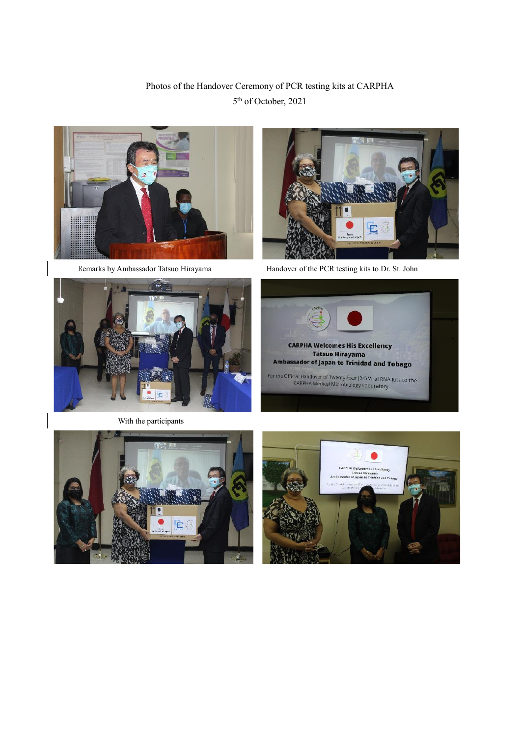Photos of the Handover Ceremony of PCR testing kits at CARPHA

5th of October, 2021

Remarks by Ambassador Tatsuo Hirayama

Handover of the PCR testing kits to Dr. St. John

With the participants